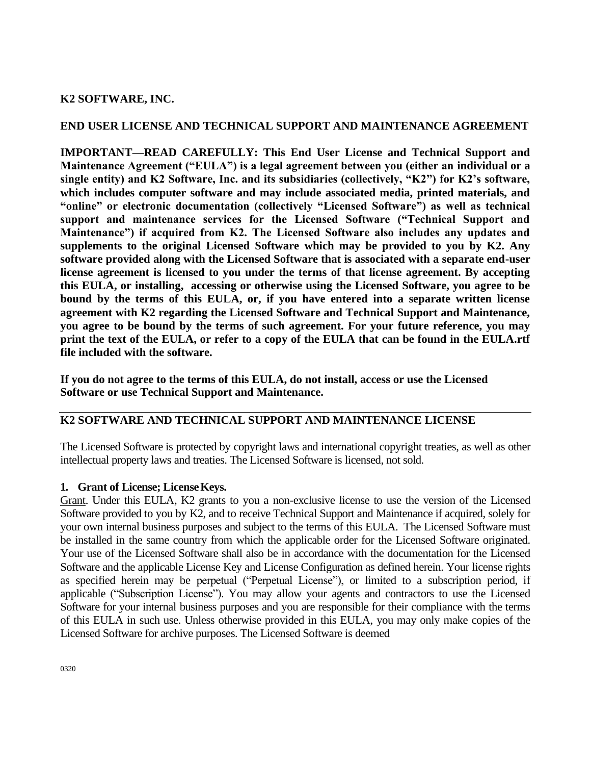**K2 SOFTWARE, INC.**

**END USER LICENSE AND TECHNICAL SUPPORT AND MAINTENANCE AGREEMENT**

**IMPORTANT—READ CAREFULLY: This End User License and Technical Support and Maintenance Agreement ("EULA") is a legal agreement between you (either an individual or a single entity) and K2 Software, Inc. and its subsidiaries (collectively, "K2") for K2's software, which includes computer software and may include associated media, printed materials, and "online" or electronic documentation (collectively "Licensed Software") as well as technical support and maintenance services for the Licensed Software ("Technical Support and Maintenance") if acquired from K2. The Licensed Software also includes any updates and supplements to the original Licensed Software which may be provided to you by K2. Any software provided along with the Licensed Software that is associated with a separate end-user license agreement is licensed to you under the terms of that license agreement. By accepting this EULA, or installing, accessing or otherwise using the Licensed Software, you agree to be bound by the terms of this EULA, or, if you have entered into a separate written license agreement with K2 regarding the Licensed Software and Technical Support and Maintenance, you agree to be bound by the terms of such agreement. For your future reference, you may print the text of the EULA, or refer to a copy of the EULA that can be found in the EULA.rtf file included with the software.**

**If you do not agree to the terms of this EULA, do not install, access or use the Licensed Software or use Technical Support and Maintenance.**

---

**K2 SOFTWARE AND TECHNICAL SUPPORT AND MAINTENANCE LICENSE**

The Licensed Software is protected by copyright laws and international copyright treaties, as well as other intellectual property laws and treaties. The Licensed Software is licensed, not sold.

**1. Grant of License; License Keys.**

Grant. Under this EULA, K2 grants to you a non-exclusive license to use the version of the Licensed Software provided to you by K2, and to receive Technical Support and Maintenance if acquired, solely for your own internal business purposes and subject to the terms of this EULA. The Licensed Software must be installed in the same country from which the applicable order for the Licensed Software originated. Your use of the Licensed Software shall also be in accordance with the documentation for the Licensed Software and the applicable License Key and License Configuration as defined herein. Your license rights as specified herein may be perpetual ("Perpetual License"), or limited to a subscription period, if applicable ("Subscription License"). You may allow your agents and contractors to use the Licensed Software for your internal business purposes and you are responsible for their compliance with the terms of this EULA in such use. Unless otherwise provided in this EULA, you may only make copies of the Licensed Software for archive purposes. The Licensed Software is deemed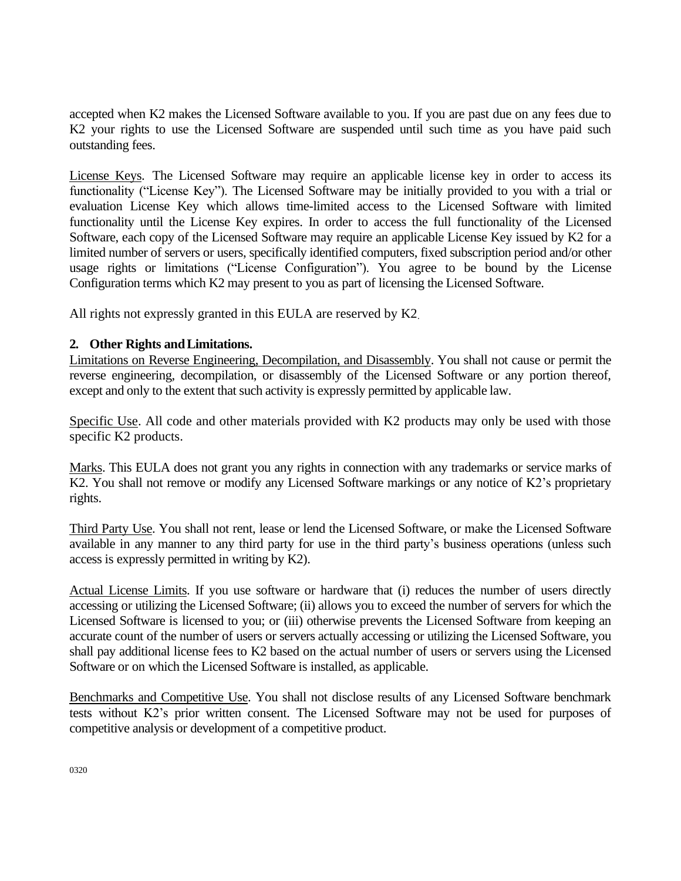accepted when K2 makes the Licensed Software available to you. If you are past due on any fees due to K2 your rights to use the Licensed Software are suspended until such time as you have paid such outstanding fees.

License Keys. The Licensed Software may require an applicable license key in order to access its functionality ("License Key"). The Licensed Software may be initially provided to you with a trial or evaluation License Key which allows time-limited access to the Licensed Software with limited functionality until the License Key expires. In order to access the full functionality of the Licensed Software, each copy of the Licensed Software may require an applicable License Key issued by K2 for a limited number of servers or users, specifically identified computers, fixed subscription period and/or other usage rights or limitations ("License Configuration"). You agree to be bound by the License Configuration terms which K2 may present to you as part of licensing the Licensed Software.

All rights not expressly granted in this EULA are reserved by K2.

**2. Other Rights and Limitations.**

Limitations on Reverse Engineering, Decompilation, and Disassembly. You shall not cause or permit the reverse engineering, decompilation, or disassembly of the Licensed Software or any portion thereof, except and only to the extent that such activity is expressly permitted by applicable law.

Specific Use. All code and other materials provided with K2 products may only be used with those specific K2 products.

Marks. This EULA does not grant you any rights in connection with any trademarks or service marks of K2. You shall not remove or modify any Licensed Software markings or any notice of K2's proprietary rights.

Third Party Use. You shall not rent, lease or lend the Licensed Software, or make the Licensed Software available in any manner to any third party for use in the third party's business operations (unless such access is expressly permitted in writing by K2).

Actual License Limits. If you use software or hardware that (i) reduces the number of users directly accessing or utilizing the Licensed Software; (ii) allows you to exceed the number of servers for which the Licensed Software is licensed to you; or (iii) otherwise prevents the Licensed Software from keeping an accurate count of the number of users or servers actually accessing or utilizing the Licensed Software, you shall pay additional license fees to K2 based on the actual number of users or servers using the Licensed Software or on which the Licensed Software is installed, as applicable.

Benchmarks and Competitive Use. You shall not disclose results of any Licensed Software benchmark tests without K2's prior written consent. The Licensed Software may not be used for purposes of competitive analysis or development of a competitive product.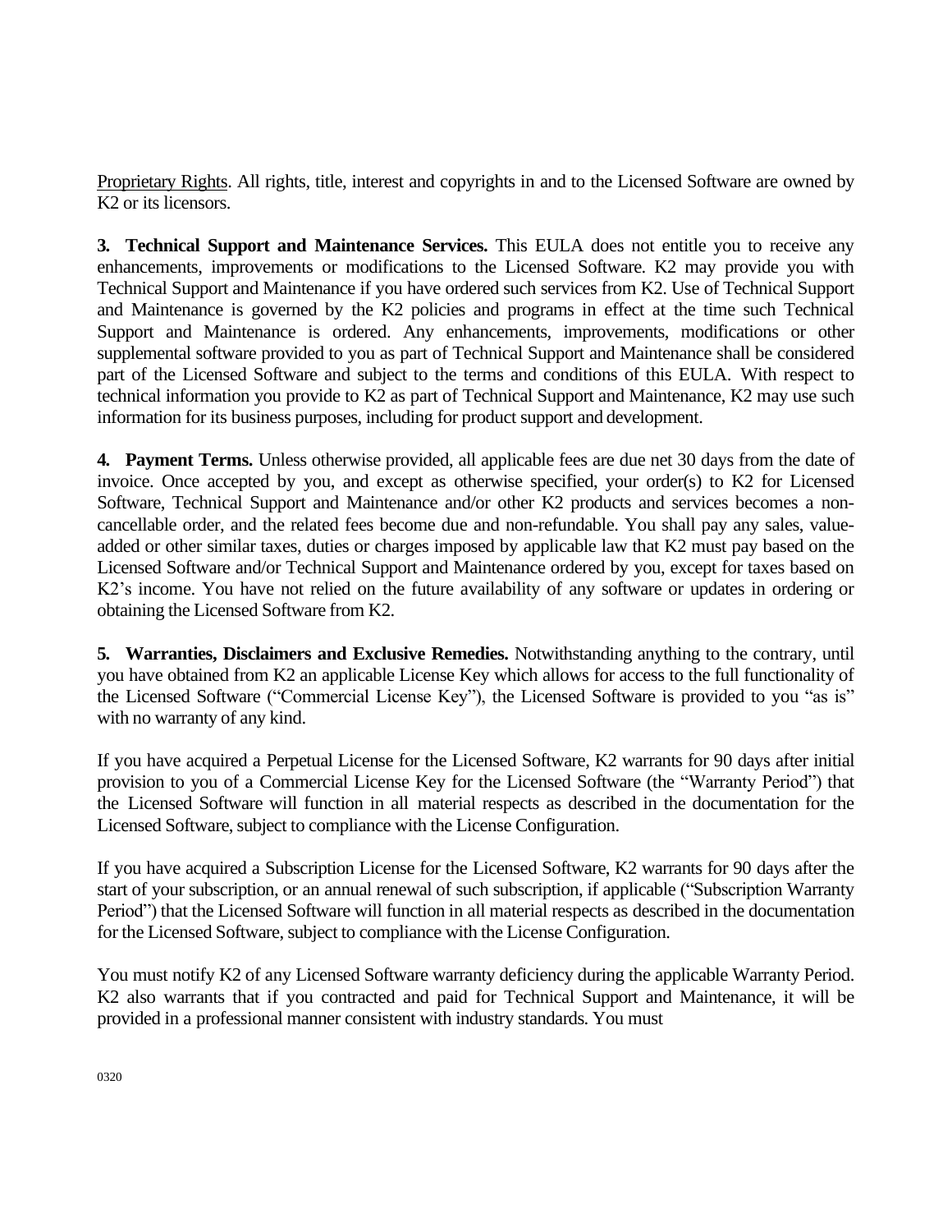Proprietary Rights. All rights, title, interest and copyrights in and to the Licensed Software are owned by K2 or its licensors.

**3. Technical Support and Maintenance Services.** This EULA does not entitle you to receive any enhancements, improvements or modifications to the Licensed Software. K2 may provide you with Technical Support and Maintenance if you have ordered such services from K2. Use of Technical Support and Maintenance is governed by the K2 policies and programs in effect at the time such Technical Support and Maintenance is ordered. Any enhancements, improvements, modifications or other supplemental software provided to you as part of Technical Support and Maintenance shall be considered part of the Licensed Software and subject to the terms and conditions of this EULA. With respect to technical information you provide to K2 as part of Technical Support and Maintenance, K2 may use such information for its business purposes, including for product support and development.

**4. Payment Terms.** Unless otherwise provided, all applicable fees are due net 30 days from the date of invoice. Once accepted by you, and except as otherwise specified, your order(s) to K2 for Licensed Software, Technical Support and Maintenance and/or other K2 products and services becomes a non-cancellable order, and the related fees become due and non-refundable. You shall pay any sales, value-added or other similar taxes, duties or charges imposed by applicable law that K2 must pay based on the Licensed Software and/or Technical Support and Maintenance ordered by you, except for taxes based on K2's income. You have not relied on the future availability of any software or updates in ordering or obtaining the Licensed Software from K2.

**5. Warranties, Disclaimers and Exclusive Remedies.** Notwithstanding anything to the contrary, until you have obtained from K2 an applicable License Key which allows for access to the full functionality of the Licensed Software ("Commercial License Key"), the Licensed Software is provided to you "as is" with no warranty of any kind.

If you have acquired a Perpetual License for the Licensed Software, K2 warrants for 90 days after initial provision to you of a Commercial License Key for the Licensed Software (the "Warranty Period") that the Licensed Software will function in all material respects as described in the documentation for the Licensed Software, subject to compliance with the License Configuration.

If you have acquired a Subscription License for the Licensed Software, K2 warrants for 90 days after the start of your subscription, or an annual renewal of such subscription, if applicable ("Subscription Warranty Period") that the Licensed Software will function in all material respects as described in the documentation for the Licensed Software, subject to compliance with the License Configuration.

You must notify K2 of any Licensed Software warranty deficiency during the applicable Warranty Period. K2 also warrants that if you contracted and paid for Technical Support and Maintenance, it will be provided in a professional manner consistent with industry standards. You must

0320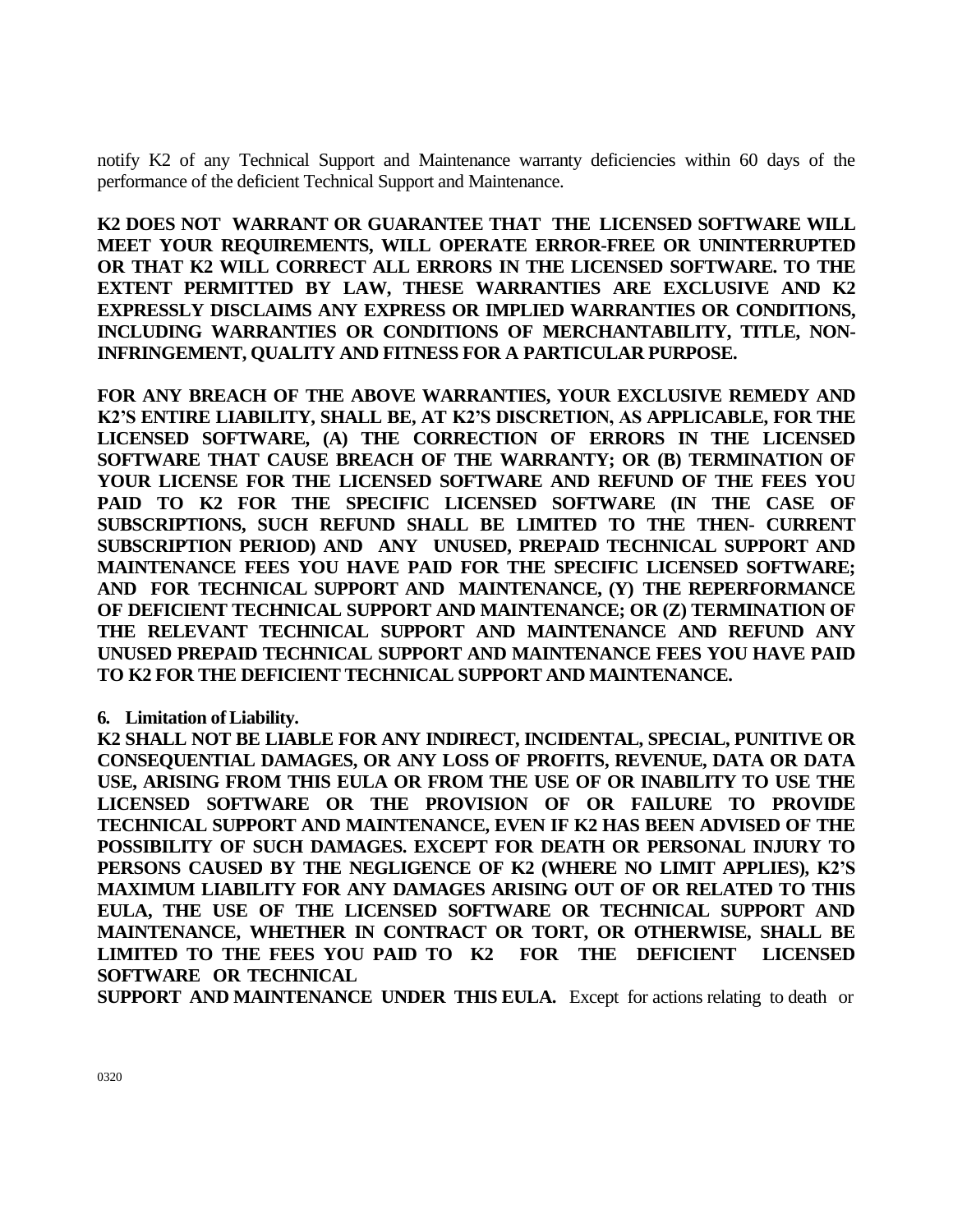notify K2 of any Technical Support and Maintenance warranty deficiencies within 60 days of the performance of the deficient Technical Support and Maintenance.

**K2 DOES NOT WARRANT OR GUARANTEE THAT THE LICENSED SOFTWARE WILL MEET YOUR REQUIREMENTS, WILL OPERATE ERROR-FREE OR UNINTERRUPTED OR THAT K2 WILL CORRECT ALL ERRORS IN THE LICENSED SOFTWARE. TO THE EXTENT PERMITTED BY LAW, THESE WARRANTIES ARE EXCLUSIVE AND K2 EXPRESSLY DISCLAIMS ANY EXPRESS OR IMPLIED WARRANTIES OR CONDITIONS, INCLUDING WARRANTIES OR CONDITIONS OF MERCHANTABILITY, TITLE, NON-INFRINGEMENT, QUALITY AND FITNESS FOR A PARTICULAR PURPOSE.**

**FOR ANY BREACH OF THE ABOVE WARRANTIES, YOUR EXCLUSIVE REMEDY AND K2'S ENTIRE LIABILITY, SHALL BE, AT K2'S DISCRETION, AS APPLICABLE, FOR THE LICENSED SOFTWARE, (A) THE CORRECTION OF ERRORS IN THE LICENSED SOFTWARE THAT CAUSE BREACH OF THE WARRANTY; OR (B) TERMINATION OF YOUR LICENSE FOR THE LICENSED SOFTWARE AND REFUND OF THE FEES YOU PAID TO K2 FOR THE SPECIFIC LICENSED SOFTWARE (IN THE CASE OF SUBSCRIPTIONS, SUCH REFUND SHALL BE LIMITED TO THE THEN- CURRENT SUBSCRIPTION PERIOD) AND ANY UNUSED, PREPAID TECHNICAL SUPPORT AND MAINTENANCE FEES YOU HAVE PAID FOR THE SPECIFIC LICENSED SOFTWARE; AND FOR TECHNICAL SUPPORT AND MAINTENANCE, (Y) THE REPERFORMANCE OF DEFICIENT TECHNICAL SUPPORT AND MAINTENANCE; OR (Z) TERMINATION OF THE RELEVANT TECHNICAL SUPPORT AND MAINTENANCE AND REFUND ANY UNUSED PREPAID TECHNICAL SUPPORT AND MAINTENANCE FEES YOU HAVE PAID TO K2 FOR THE DEFICIENT TECHNICAL SUPPORT AND MAINTENANCE.**

**6. Limitation of Liability.**

**K2 SHALL NOT BE LIABLE FOR ANY INDIRECT, INCIDENTAL, SPECIAL, PUNITIVE OR CONSEQUENTIAL DAMAGES, OR ANY LOSS OF PROFITS, REVENUE, DATA OR DATA USE, ARISING FROM THIS EULA OR FROM THE USE OF OR INABILITY TO USE THE LICENSED SOFTWARE OR THE PROVISION OF OR FAILURE TO PROVIDE TECHNICAL SUPPORT AND MAINTENANCE, EVEN IF K2 HAS BEEN ADVISED OF THE POSSIBILITY OF SUCH DAMAGES. EXCEPT FOR DEATH OR PERSONAL INJURY TO PERSONS CAUSED BY THE NEGLIGENCE OF K2 (WHERE NO LIMIT APPLIES), K2'S MAXIMUM LIABILITY FOR ANY DAMAGES ARISING OUT OF OR RELATED TO THIS EULA, THE USE OF THE LICENSED SOFTWARE OR TECHNICAL SUPPORT AND MAINTENANCE, WHETHER IN CONTRACT OR TORT, OR OTHERWISE, SHALL BE LIMITED TO THE FEES YOU PAID TO K2 FOR THE DEFICIENT LICENSED SOFTWARE OR TECHNICAL SUPPORT AND MAINTENANCE UNDER THIS EULA.** Except for actions relating to death or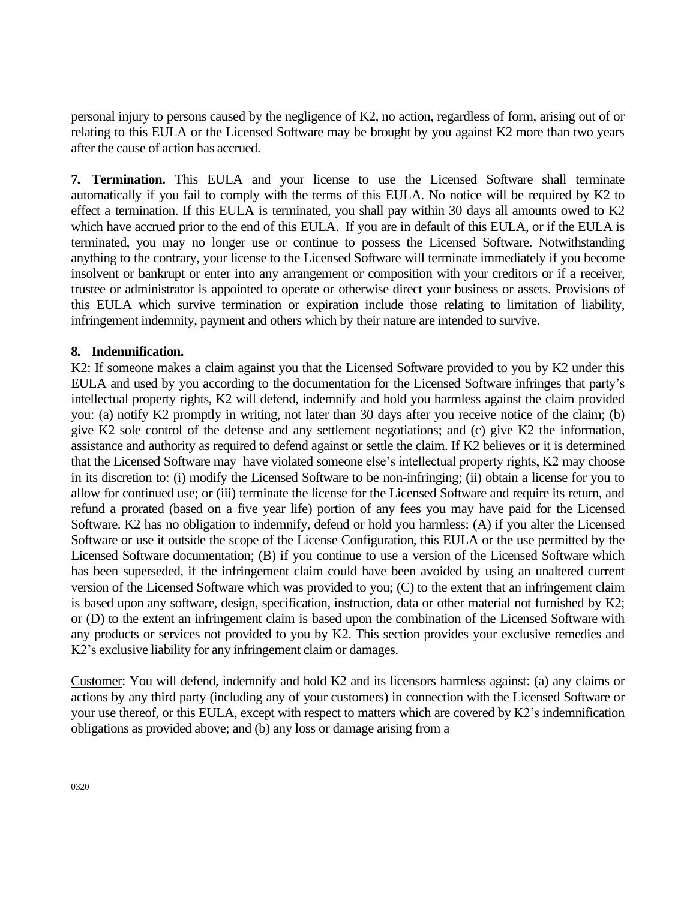personal injury to persons caused by the negligence of K2, no action, regardless of form, arising out of or relating to this EULA or the Licensed Software may be brought by you against K2 more than two years after the cause of action has accrued.

**7. Termination.** This EULA and your license to use the Licensed Software shall terminate automatically if you fail to comply with the terms of this EULA. No notice will be required by K2 to effect a termination. If this EULA is terminated, you shall pay within 30 days all amounts owed to K2 which have accrued prior to the end of this EULA. If you are in default of this EULA, or if the EULA is terminated, you may no longer use or continue to possess the Licensed Software. Notwithstanding anything to the contrary, your license to the Licensed Software will terminate immediately if you become insolvent or bankrupt or enter into any arrangement or composition with your creditors or if a receiver, trustee or administrator is appointed to operate or otherwise direct your business or assets. Provisions of this EULA which survive termination or expiration include those relating to limitation of liability, infringement indemnity, payment and others which by their nature are intended to survive.

**8. Indemnification.**

K2: If someone makes a claim against you that the Licensed Software provided to you by K2 under this EULA and used by you according to the documentation for the Licensed Software infringes that party's intellectual property rights, K2 will defend, indemnify and hold you harmless against the claim provided you: (a) notify K2 promptly in writing, not later than 30 days after you receive notice of the claim; (b) give K2 sole control of the defense and any settlement negotiations; and (c) give K2 the information, assistance and authority as required to defend against or settle the claim. If K2 believes or it is determined that the Licensed Software may have violated someone else's intellectual property rights, K2 may choose in its discretion to: (i) modify the Licensed Software to be non-infringing; (ii) obtain a license for you to allow for continued use; or (iii) terminate the license for the Licensed Software and require its return, and refund a prorated (based on a five year life) portion of any fees you may have paid for the Licensed Software. K2 has no obligation to indemnify, defend or hold you harmless: (A) if you alter the Licensed Software or use it outside the scope of the License Configuration, this EULA or the use permitted by the Licensed Software documentation; (B) if you continue to use a version of the Licensed Software which has been superseded, if the infringement claim could have been avoided by using an unaltered current version of the Licensed Software which was provided to you; (C) to the extent that an infringement claim is based upon any software, design, specification, instruction, data or other material not furnished by K2; or (D) to the extent an infringement claim is based upon the combination of the Licensed Software with any products or services not provided to you by K2. This section provides your exclusive remedies and K2's exclusive liability for any infringement claim or damages.

Customer: You will defend, indemnify and hold K2 and its licensors harmless against: (a) any claims or actions by any third party (including any of your customers) in connection with the Licensed Software or your use thereof, or this EULA, except with respect to matters which are covered by K2's indemnification obligations as provided above; and (b) any loss or damage arising from a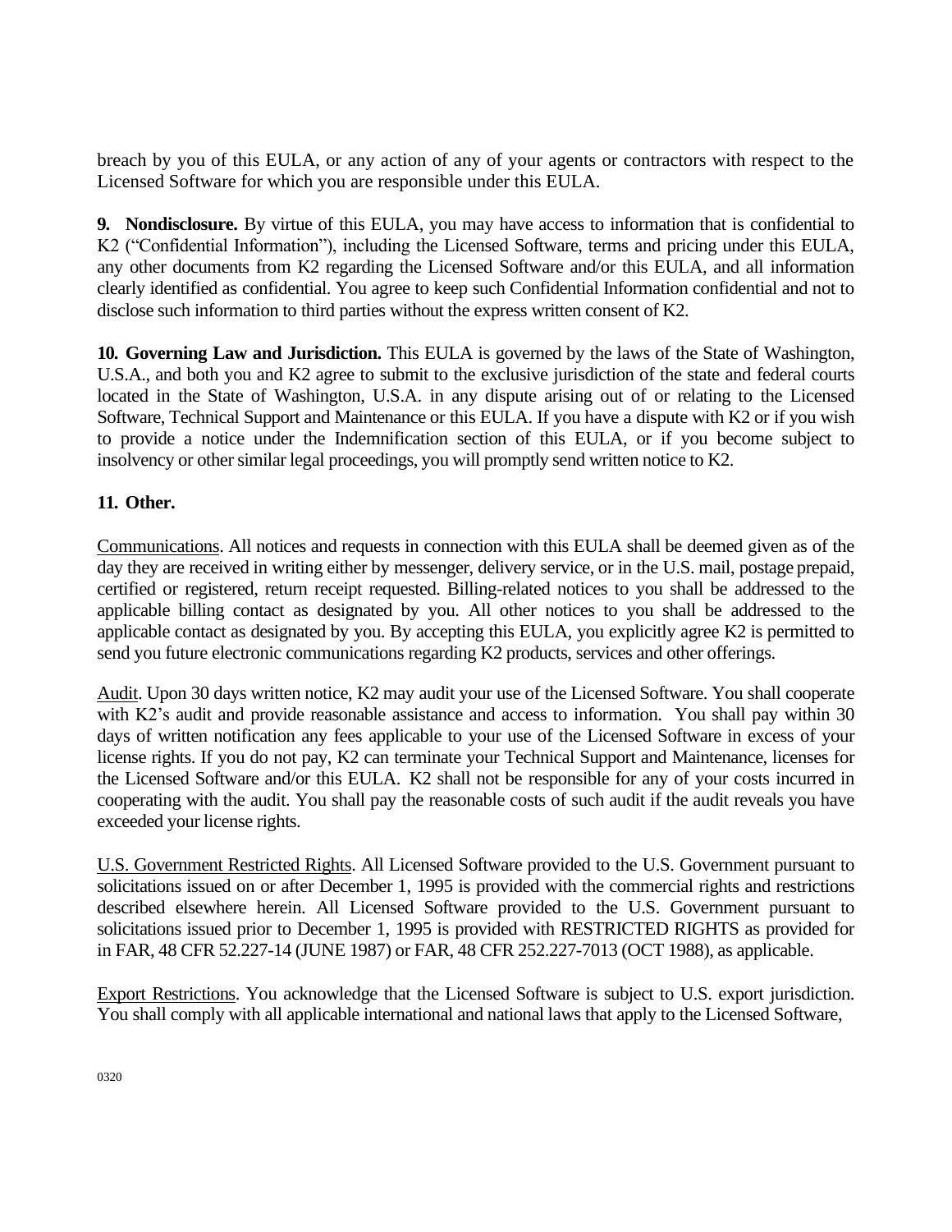breach by you of this EULA, or any action of any of your agents or contractors with respect to the Licensed Software for which you are responsible under this EULA.

**9. Nondisclosure.** By virtue of this EULA, you may have access to information that is confidential to K2 ("Confidential Information"), including the Licensed Software, terms and pricing under this EULA, any other documents from K2 regarding the Licensed Software and/or this EULA, and all information clearly identified as confidential. You agree to keep such Confidential Information confidential and not to disclose such information to third parties without the express written consent of K2.

**10. Governing Law and Jurisdiction.** This EULA is governed by the laws of the State of Washington, U.S.A., and both you and K2 agree to submit to the exclusive jurisdiction of the state and federal courts located in the State of Washington, U.S.A. in any dispute arising out of or relating to the Licensed Software, Technical Support and Maintenance or this EULA. If you have a dispute with K2 or if you wish to provide a notice under the Indemnification section of this EULA, or if you become subject to insolvency or other similar legal proceedings, you will promptly send written notice to K2.

**11. Other.**

Communications. All notices and requests in connection with this EULA shall be deemed given as of the day they are received in writing either by messenger, delivery service, or in the U.S. mail, postage prepaid, certified or registered, return receipt requested. Billing-related notices to you shall be addressed to the applicable billing contact as designated by you. All other notices to you shall be addressed to the applicable contact as designated by you. By accepting this EULA, you explicitly agree K2 is permitted to send you future electronic communications regarding K2 products, services and other offerings.

Audit. Upon 30 days written notice, K2 may audit your use of the Licensed Software. You shall cooperate with K2's audit and provide reasonable assistance and access to information. You shall pay within 30 days of written notification any fees applicable to your use of the Licensed Software in excess of your license rights. If you do not pay, K2 can terminate your Technical Support and Maintenance, licenses for the Licensed Software and/or this EULA. K2 shall not be responsible for any of your costs incurred in cooperating with the audit. You shall pay the reasonable costs of such audit if the audit reveals you have exceeded your license rights.

U.S. Government Restricted Rights. All Licensed Software provided to the U.S. Government pursuant to solicitations issued on or after December 1, 1995 is provided with the commercial rights and restrictions described elsewhere herein. All Licensed Software provided to the U.S. Government pursuant to solicitations issued prior to December 1, 1995 is provided with RESTRICTED RIGHTS as provided for in FAR, 48 CFR 52.227-14 (JUNE 1987) or FAR, 48 CFR 252.227-7013 (OCT 1988), as applicable.

Export Restrictions. You acknowledge that the Licensed Software is subject to U.S. export jurisdiction. You shall comply with all applicable international and national laws that apply to the Licensed Software,

0320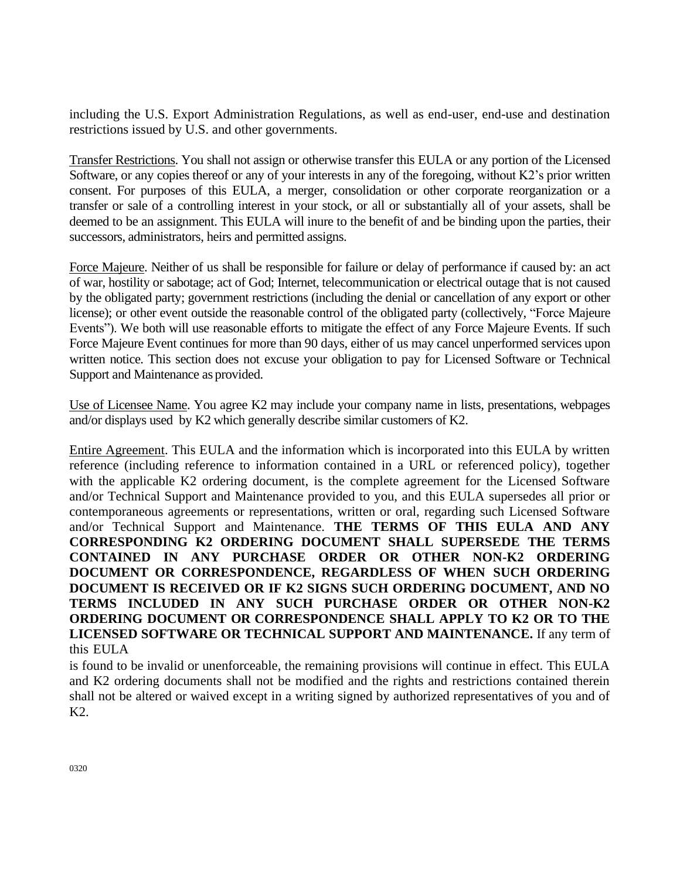including the U.S. Export Administration Regulations, as well as end-user, end-use and destination restrictions issued by U.S. and other governments.

Transfer Restrictions. You shall not assign or otherwise transfer this EULA or any portion of the Licensed Software, or any copies thereof or any of your interests in any of the foregoing, without K2's prior written consent. For purposes of this EULA, a merger, consolidation or other corporate reorganization or a transfer or sale of a controlling interest in your stock, or all or substantially all of your assets, shall be deemed to be an assignment. This EULA will inure to the benefit of and be binding upon the parties, their successors, administrators, heirs and permitted assigns.

Force Majeure. Neither of us shall be responsible for failure or delay of performance if caused by: an act of war, hostility or sabotage; act of God; Internet, telecommunication or electrical outage that is not caused by the obligated party; government restrictions (including the denial or cancellation of any export or other license); or other event outside the reasonable control of the obligated party (collectively, "Force Majeure Events"). We both will use reasonable efforts to mitigate the effect of any Force Majeure Events. If such Force Majeure Event continues for more than 90 days, either of us may cancel unperformed services upon written notice. This section does not excuse your obligation to pay for Licensed Software or Technical Support and Maintenance as provided.

Use of Licensee Name. You agree K2 may include your company name in lists, presentations, webpages and/or displays used by K2 which generally describe similar customers of K2.

Entire Agreement. This EULA and the information which is incorporated into this EULA by written reference (including reference to information contained in a URL or referenced policy), together with the applicable K2 ordering document, is the complete agreement for the Licensed Software and/or Technical Support and Maintenance provided to you, and this EULA supersedes all prior or contemporaneous agreements or representations, written or oral, regarding such Licensed Software and/or Technical Support and Maintenance. **THE TERMS OF THIS EULA AND ANY CORRESPONDING K2 ORDERING DOCUMENT SHALL SUPERSEDE THE TERMS CONTAINED IN ANY PURCHASE ORDER OR OTHER NON-K2 ORDERING DOCUMENT OR CORRESPONDENCE, REGARDLESS OF WHEN SUCH ORDERING DOCUMENT IS RECEIVED OR IF K2 SIGNS SUCH ORDERING DOCUMENT, AND NO TERMS INCLUDED IN ANY SUCH PURCHASE ORDER OR OTHER NON-K2 ORDERING DOCUMENT OR CORRESPONDENCE SHALL APPLY TO K2 OR TO THE LICENSED SOFTWARE OR TECHNICAL SUPPORT AND MAINTENANCE.** If any term of this EULA is found to be invalid or unenforceable, the remaining provisions will continue in effect. This EULA and K2 ordering documents shall not be modified and the rights and restrictions contained therein shall not be altered or waived except in a writing signed by authorized representatives of you and of K2.

0320